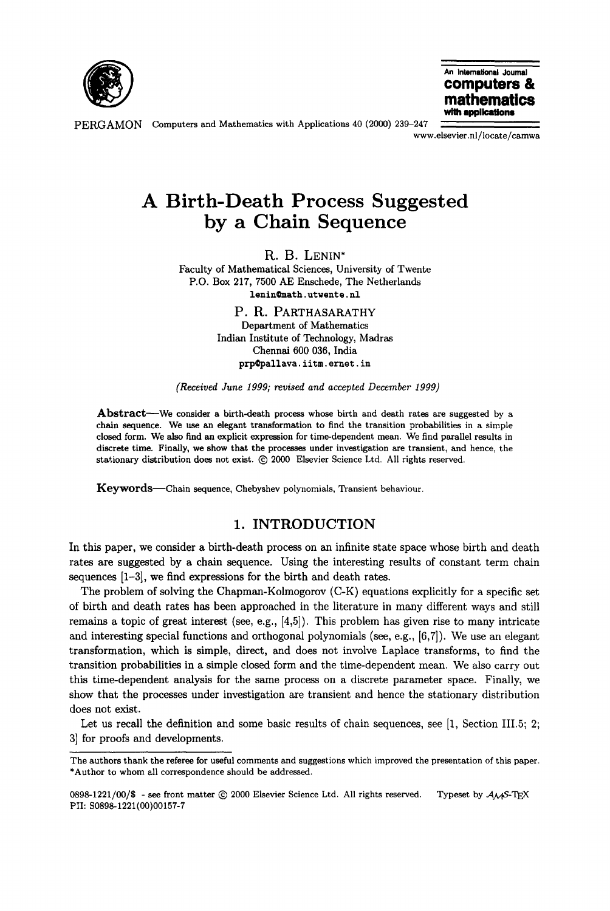# A Birth-Death Process Suggested by a Chain Sequence

R. B. LENIN*
Faculty of Mathematical Sciences, University of Twente
P.O. Box 217, 7500 AE Enschede, The Netherlands
lenin@math.utwente.nl

P. R. PARTHASARATHY
Department of Mathematics
Indian Institute of Technology, Madras
Chennai 600 036, India
prp@pallava.iitm.ernet.in

*(Received June 1999; revised and accepted December 1999)*

**Abstract**—We consider a birth-death process whose birth and death rates are suggested by a chain sequence. We use an elegant transformation to find the transition probabilities in a simple closed form. We also find an explicit expression for time-dependent mean. We find parallel results in discrete time. Finally, we show that the processes under investigation are transient, and hence, the stationary distribution does not exist. © 2000 Elsevier Science Ltd. All rights reserved.

**Keywords**—Chain sequence, Chebyshev polynomials, Transient behaviour.

## 1. INTRODUCTION

In this paper, we consider a birth-death process on an infinite state space whose birth and death rates are suggested by a chain sequence. Using the interesting results of constant term chain sequences [1–3], we find expressions for the birth and death rates.

The problem of solving the Chapman-Kolmogorov (C-K) equations explicitly for a specific set of birth and death rates has been approached in the literature in many different ways and still remains a topic of great interest (see, e.g., [4,5]). This problem has given rise to many intricate and interesting special functions and orthogonal polynomials (see, e.g., [6,7]). We use an elegant transformation, which is simple, direct, and does not involve Laplace transforms, to find the transition probabilities in a simple closed form and the time-dependent mean. We also carry out this time-dependent analysis for the same process on a discrete parameter space. Finally, we show that the processes under investigation are transient and hence the stationary distribution does not exist.

Let us recall the definition and some basic results of chain sequences, see [1, Section III.5; 2; 3] for proofs and developments.

---

The authors thank the referee for useful comments and suggestions which improved the presentation of this paper.
*Author to whom all correspondence should be addressed.

0898-1221/00/$ - see front matter © 2000 Elsevier Science Ltd. All rights reserved. Typeset by $\mathcal{A}\mathcal{M}\mathcal{S}$-TEX
PII: S0898-1221(00)00157-7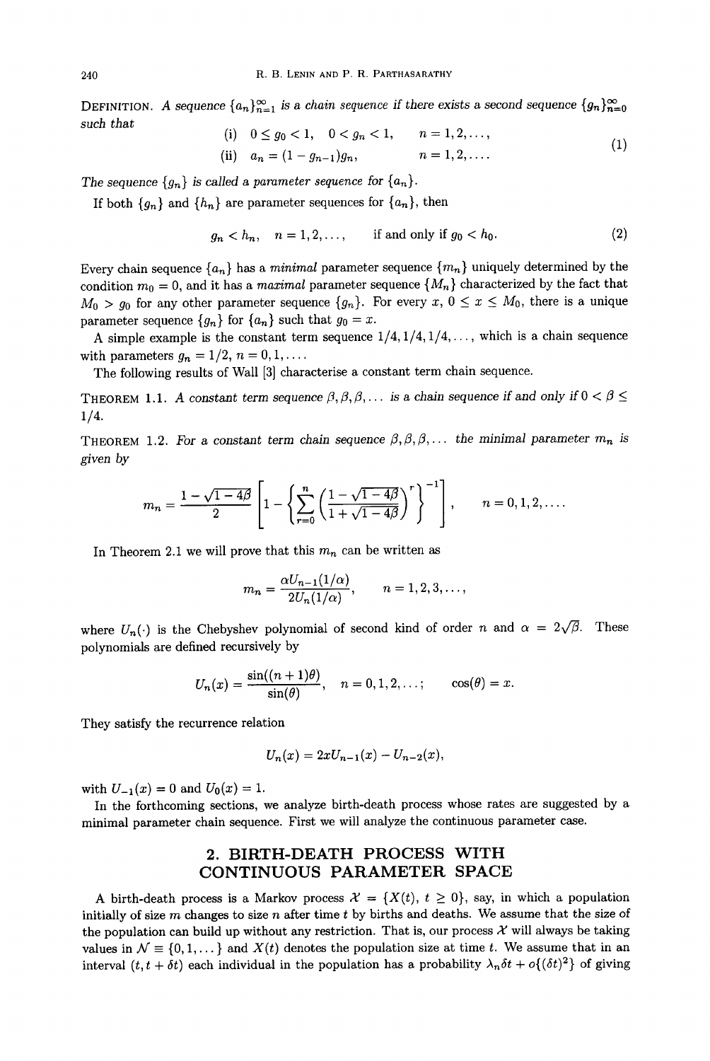**DEFINITION.** *A sequence $\{a_n\}_{n=1}^{\infty}$ is a chain sequence if there exists a second sequence $\{g_n\}_{n=0}^{\infty}$ such that*

$$
\begin{aligned}
&\text{(i)} \quad 0 \le g_0 < 1, \quad 0 < g_n < 1, \qquad n = 1, 2, \dots, \\
&\text{(ii)} \quad a_n = (1 - g_{n-1}) g_n, \qquad n = 1, 2, \dots.
\end{aligned}
\tag{1}
$$

*The sequence $\{g_n\}$ is called a parameter sequence for $\{a_n\}$.*

If both $\{g_n\}$ and $\{h_n\}$ are parameter sequences for $\{a_n\}$, then

$$
g_n < h_n, \quad n = 1, 2, \dots, \qquad \text{if and only if } g_0 < h_0. \tag{2}
$$

Every chain sequence $\{a_n\}$ has a *minimal* parameter sequence $\{m_n\}$ uniquely determined by the condition $m_0 = 0$, and it has a *maximal* parameter sequence $\{M_n\}$ characterized by the fact that $M_0 > g_0$ for any other parameter sequence $\{g_n\}$. For every $x$, $0 \le x \le M_0$, there is a unique parameter sequence $\{g_n\}$ for $\{a_n\}$ such that $g_0 = x$.

A simple example is the constant term sequence $1/4, 1/4, 1/4, \dots$, which is a chain sequence with parameters $g_n = 1/2$, $n = 0, 1, \dots$.

The following results of Wall [3] characterise a constant term chain sequence.

**THEOREM 1.1.** *A constant term sequence $\beta, \beta, \beta, \dots$ is a chain sequence if and only if $0 < \beta \le 1/4$.*

**THEOREM 1.2.** *For a constant term chain sequence $\beta, \beta, \beta, \dots$ the minimal parameter $m_n$ is given by*

$$
m_n = \frac{1 - \sqrt{1 - 4\beta}}{2} \left[ 1 - \left\{ \sum_{r=0}^{n} \left( \frac{1 - \sqrt{1 - 4\beta}}{1 + \sqrt{1 - 4\beta}} \right)^r \right\}^{-1} \right], \qquad n = 0, 1, 2, \dots.
$$

In Theorem 2.1 we will prove that this $m_n$ can be written as

$$
m_n = \frac{\alpha U_{n-1}(1/\alpha)}{2 U_n(1/\alpha)}, \qquad n = 1, 2, 3, \dots,
$$

where $U_n(\cdot)$ is the Chebyshev polynomial of second kind of order $n$ and $\alpha = 2\sqrt{\beta}$. These polynomials are defined recursively by

$$
U_n(x) = \frac{\sin((n+1)\theta)}{\sin(\theta)}, \quad n = 0, 1, 2, \dots; \qquad \cos(\theta) = x.
$$

They satisfy the recurrence relation

$$
U_n(x) = 2x U_{n-1}(x) - U_{n-2}(x),
$$

with $U_{-1}(x) = 0$ and $U_0(x) = 1$.

In the forthcoming sections, we analyze birth-death process whose rates are suggested by a minimal parameter chain sequence. First we will analyze the continuous parameter case.

## 2. BIRTH-DEATH PROCESS WITH CONTINUOUS PARAMETER SPACE

A birth-death process is a Markov process $\mathcal{X} = \{X(t),\ t \ge 0\}$, say, in which a population initially of size $m$ changes to size $n$ after time $t$ by births and deaths. We assume that the size of the population can build up without any restriction. That is, our process $\mathcal{X}$ will always be taking values in $\mathcal{N} \equiv \{0, 1, \dots\}$ and $X(t)$ denotes the population size at time $t$. We assume that in an interval $(t, t + \delta t)$ each individual in the population has a probability $\lambda_n \delta t + o\{(\delta t)^2\}$ of giving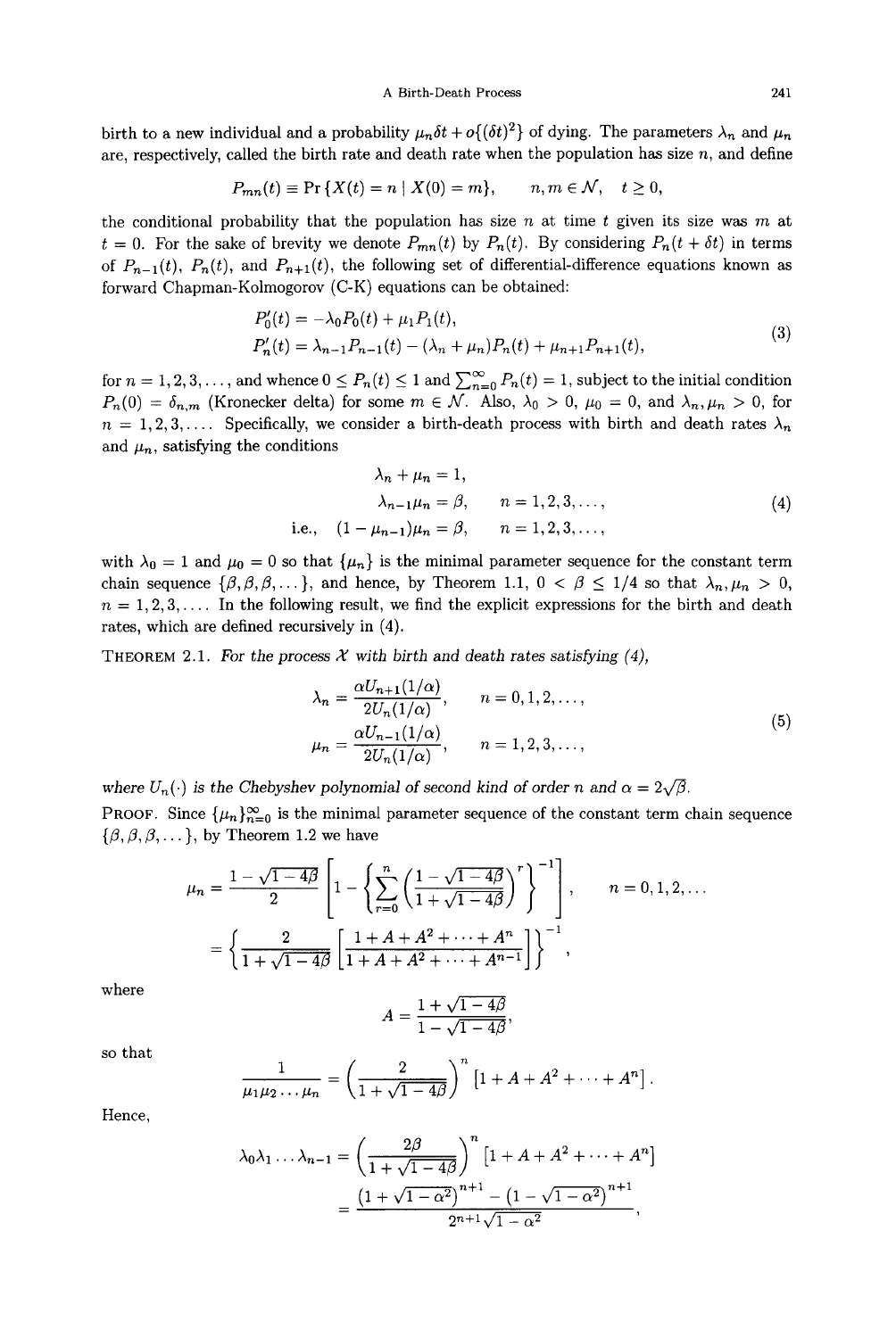birth to a new individual and a probability $\mu_n \delta t + o\{(\delta t)^2\}$ of dying. The parameters $\lambda_n$ and $\mu_n$ are, respectively, called the birth rate and death rate when the population has size $n$, and define

$$P_{mn}(t) \equiv \Pr\{X(t) = n \mid X(0) = m\}, \qquad n, m \in \mathcal{N}, \quad t \geq 0,$$

the conditional probability that the population has size $n$ at time $t$ given its size was $m$ at $t = 0$. For the sake of brevity we denote $P_{mn}(t)$ by $P_n(t)$. By considering $P_n(t + \delta t)$ in terms of $P_{n-1}(t)$, $P_n(t)$, and $P_{n+1}(t)$, the following set of differential-difference equations known as forward Chapman-Kolmogorov (C-K) equations can be obtained:

$$\begin{aligned} P_0'(t) &= -\lambda_0 P_0(t) + \mu_1 P_1(t), \\ P_n'(t) &= \lambda_{n-1} P_{n-1}(t) - (\lambda_n + \mu_n) P_n(t) + \mu_{n+1} P_{n+1}(t), \end{aligned} \tag{3}$$

for $n = 1, 2, 3, \ldots$, and whence $0 \leq P_n(t) \leq 1$ and $\sum_{n=0}^{\infty} P_n(t) = 1$, subject to the initial condition $P_n(0) = \delta_{n,m}$ (Kronecker delta) for some $m \in \mathcal{N}$. Also, $\lambda_0 > 0$, $\mu_0 = 0$, and $\lambda_n, \mu_n > 0$, for $n = 1, 2, 3, \ldots$. Specifically, we consider a birth-death process with birth and death rates $\lambda_n$ and $\mu_n$, satisfying the conditions

$$\begin{aligned} \lambda_n + \mu_n &= 1, \\ \lambda_{n-1} \mu_n &= \beta, \qquad n = 1, 2, 3, \ldots, \\ \text{i.e.,} \quad (1 - \mu_{n-1}) \mu_n &= \beta, \qquad n = 1, 2, 3, \ldots, \end{aligned} \tag{4}$$

with $\lambda_0 = 1$ and $\mu_0 = 0$ so that $\{\mu_n\}$ is the minimal parameter sequence for the constant term chain sequence $\{\beta, \beta, \beta, \ldots\}$, and hence, by Theorem 1.1, $0 < \beta \leq 1/4$ so that $\lambda_n, \mu_n > 0$, $n = 1, 2, 3, \ldots$. In the following result, we find the explicit expressions for the birth and death rates, which are defined recursively in (4).

**Theorem 2.1.** *For the process $\mathcal{X}$ with birth and death rates satisfying (4),*

$$\begin{aligned} \lambda_n &= \frac{\alpha U_{n+1}(1/\alpha)}{2 U_n(1/\alpha)}, \qquad n = 0, 1, 2, \ldots, \\ \mu_n &= \frac{\alpha U_{n-1}(1/\alpha)}{2 U_n(1/\alpha)}, \qquad n = 1, 2, 3, \ldots, \end{aligned} \tag{5}$$

*where $U_n(\cdot)$ is the Chebyshev polynomial of second kind of order $n$ and $\alpha = 2\sqrt{\beta}$.*

**Proof.** Since $\{\mu_n\}_{n=0}^{\infty}$ is the minimal parameter sequence of the constant term chain sequence $\{\beta, \beta, \beta, \ldots\}$, by Theorem 1.2 we have

$$\begin{aligned} \mu_n &= \frac{1 - \sqrt{1 - 4\beta}}{2} \left[ 1 - \left\{ \sum_{r=0}^{n} \left( \frac{1 - \sqrt{1 - 4\beta}}{1 + \sqrt{1 - 4\beta}} \right)^r \right\}^{-1} \right], \qquad n = 0, 1, 2, \ldots \\ &= \left\{ \frac{2}{1 + \sqrt{1 - 4\beta}} \left[ \frac{1 + A + A^2 + \cdots + A^n}{1 + A + A^2 + \cdots + A^{n-1}} \right] \right\}^{-1}, \end{aligned}$$

where

$$A = \frac{1 + \sqrt{1 - 4\beta}}{1 - \sqrt{1 - 4\beta}},$$

so that

$$\frac{1}{\mu_1 \mu_2 \ldots \mu_n} = \left( \frac{2}{1 + \sqrt{1 - 4\beta}} \right)^n \left[ 1 + A + A^2 + \cdots + A^n \right].$$

Hence,

$$\begin{aligned} \lambda_0 \lambda_1 \ldots \lambda_{n-1} &= \left( \frac{2\beta}{1 + \sqrt{1 - 4\beta}} \right)^n \left[ 1 + A + A^2 + \cdots + A^n \right] \\ &= \frac{\left(1 + \sqrt{1 - \alpha^2}\right)^{n+1} - \left(1 - \sqrt{1 - \alpha^2}\right)^{n+1}}{2^{n+1} \sqrt{1 - \alpha^2}}, \end{aligned}$$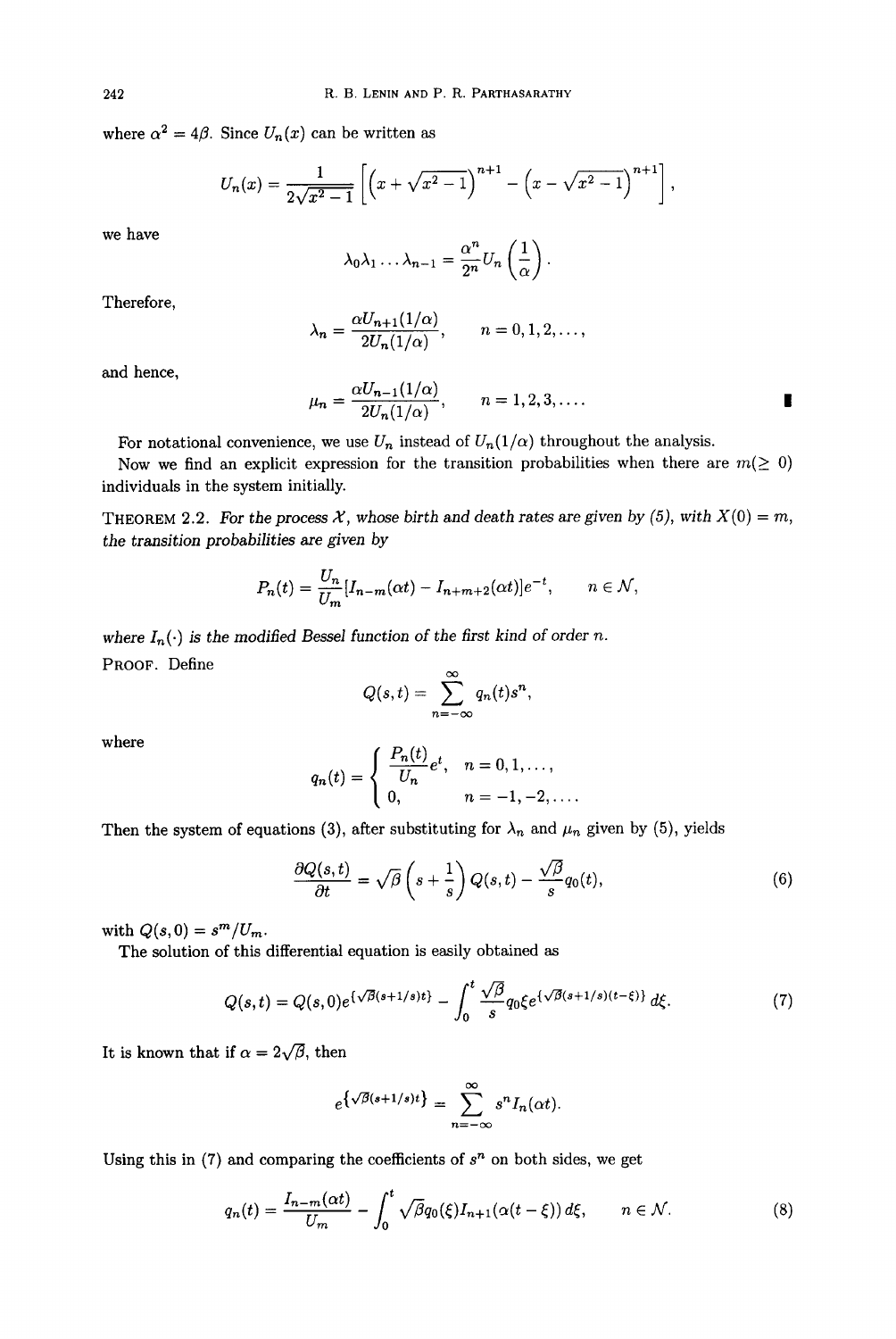where $\alpha^2 = 4\beta$. Since $U_n(x)$ can be written as

$$U_n(x) = \frac{1}{2\sqrt{x^2-1}} \left[ \left(x + \sqrt{x^2-1}\right)^{n+1} - \left(x - \sqrt{x^2-1}\right)^{n+1} \right],$$

we have

$$\lambda_0 \lambda_1 \dots \lambda_{n-1} = \frac{\alpha^n}{2^n} U_n \left( \frac{1}{\alpha} \right).$$

Therefore,

$$\lambda_n = \frac{\alpha U_{n+1}(1/\alpha)}{2 U_n(1/\alpha)}, \qquad n = 0, 1, 2, \dots,$$

and hence,

$$\mu_n = \frac{\alpha U_{n-1}(1/\alpha)}{2 U_n(1/\alpha)}, \qquad n = 1, 2, 3, \dots.$$

∎

For notational convenience, we use $U_n$ instead of $U_n(1/\alpha)$ throughout the analysis.

Now we find an explicit expression for the transition probabilities when there are $m(\geq 0)$ individuals in the system initially.

**THEOREM 2.2.** *For the process $\mathcal{X}$, whose birth and death rates are given by (5), with $X(0) = m$, the transition probabilities are given by*

$$P_n(t) = \frac{U_n}{U_m} [I_{n-m}(\alpha t) - I_{n+m+2}(\alpha t)] e^{-t}, \qquad n \in \mathcal{N},$$

*where $I_n(\cdot)$ is the modified Bessel function of the first kind of order $n$.*

**PROOF.** Define

$$Q(s,t) = \sum_{n=-\infty}^{\infty} q_n(t) s^n,$$

where

$$q_n(t) = \begin{cases} \dfrac{P_n(t)}{U_n} e^t, & n = 0, 1, \dots, \\ 0, & n = -1, -2, \dots. \end{cases}$$

Then the system of equations (3), after substituting for $\lambda_n$ and $\mu_n$ given by (5), yields

$$\frac{\partial Q(s,t)}{\partial t} = \sqrt{\beta} \left( s + \frac{1}{s} \right) Q(s,t) - \frac{\sqrt{\beta}}{s} q_0(t), \tag{6}$$

with $Q(s,0) = s^m / U_m$.

The solution of this differential equation is easily obtained as

$$Q(s,t) = Q(s,0) e^{\{\sqrt{\beta}(s+1/s)t\}} - \int_0^t \frac{\sqrt{\beta}}{s} q_0 \xi e^{\{\sqrt{\beta}(s+1/s)(t-\xi)\}} \, d\xi. \tag{7}$$

It is known that if $\alpha = 2\sqrt{\beta}$, then

$$e^{\{\sqrt{\beta}(s+1/s)t\}} = \sum_{n=-\infty}^{\infty} s^n I_n(\alpha t).$$

Using this in (7) and comparing the coefficients of $s^n$ on both sides, we get

$$q_n(t) = \frac{I_{n-m}(\alpha t)}{U_m} - \int_0^t \sqrt{\beta} q_0(\xi) I_{n+1}(\alpha(t-\xi)) \, d\xi, \qquad n \in \mathcal{N}. \tag{8}$$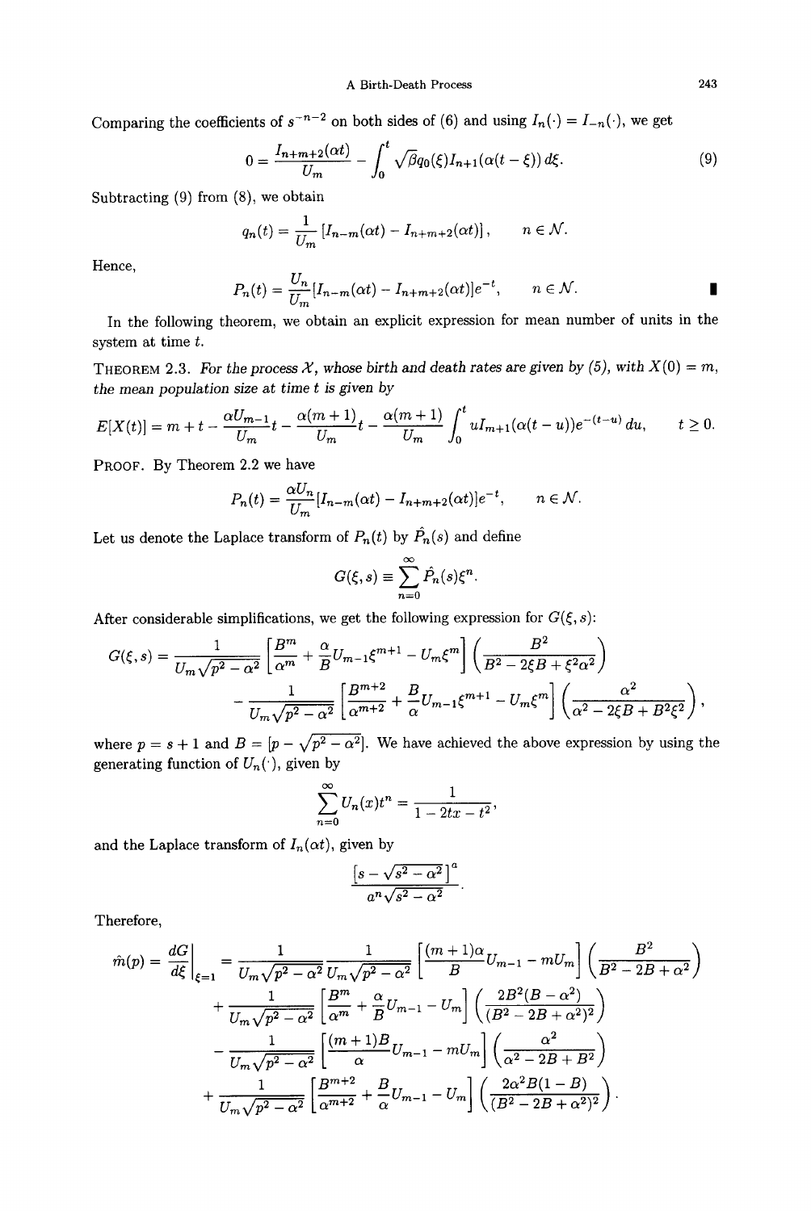Comparing the coefficients of $s^{-n-2}$ on both sides of (6) and using $I_n(\cdot) = I_{-n}(\cdot)$, we get

$$0 = \frac{I_{n+m+2}(\alpha t)}{U_m} - \int_0^t \sqrt{\beta} q_0(\xi) I_{n+1}(\alpha(t-\xi))\, d\xi. \tag{9}$$

Subtracting (9) from (8), we obtain

$$q_n(t) = \frac{1}{U_m}\left[I_{n-m}(\alpha t) - I_{n+m+2}(\alpha t)\right], \qquad n \in \mathcal{N}.$$

Hence,

$$P_n(t) = \frac{U_n}{U_m}[I_{n-m}(\alpha t) - I_{n+m+2}(\alpha t)]e^{-t}, \qquad n \in \mathcal{N}.$$

In the following theorem, we obtain an explicit expression for mean number of units in the system at time $t$.

THEOREM 2.3. *For the process $\mathcal{X}$, whose birth and death rates are given by (5), with $X(0) = m$, the mean population size at time $t$ is given by*

$$E[X(t)] = m + t - \frac{\alpha U_{m-1}}{U_m}t - \frac{\alpha(m+1)}{U_m}t - \frac{\alpha(m+1)}{U_m}\int_0^t u I_{m+1}(\alpha(t-u))e^{-(t-u)}\, du, \qquad t \geq 0.$$

PROOF. By Theorem 2.2 we have

$$P_n(t) = \frac{\alpha U_n}{U_m}[I_{n-m}(\alpha t) - I_{n+m+2}(\alpha t)]e^{-t}, \qquad n \in \mathcal{N}.$$

Let us denote the Laplace transform of $P_n(t)$ by $\hat{P}_n(s)$ and define

$$G(\xi, s) \equiv \sum_{n=0}^{\infty} \hat{P}_n(s)\xi^n.$$

After considerable simplifications, we get the following expression for $G(\xi, s)$:

$$G(\xi, s) = \frac{1}{U_m\sqrt{p^2-\alpha^2}}\left[\frac{B^m}{\alpha^m} + \frac{\alpha}{B}U_{m-1}\xi^{m+1} - U_m\xi^m\right]\left(\frac{B^2}{B^2 - 2\xi B + \xi^2\alpha^2}\right)$$
$$- \frac{1}{U_m\sqrt{p^2-\alpha^2}}\left[\frac{B^{m+2}}{\alpha^{m+2}} + \frac{B}{\alpha}U_{m-1}\xi^{m+1} - U_m\xi^m\right]\left(\frac{\alpha^2}{\alpha^2 - 2\xi B + B^2\xi^2}\right),$$

where $p = s+1$ and $B = [p - \sqrt{p^2 - \alpha^2}]$. We have achieved the above expression by using the generating function of $U_n(\cdot)$, given by

$$\sum_{n=0}^{\infty} U_n(x)t^n = \frac{1}{1 - 2tx - t^2},$$

and the Laplace transform of $I_n(\alpha t)$, given by

$$\frac{\left[s - \sqrt{s^2 - \alpha^2}\right]^a}{a^n\sqrt{s^2 - \alpha^2}}.$$

Therefore,

$$\hat{m}(p) = \left.\frac{dG}{d\xi}\right|_{\xi=1} = \frac{1}{U_m\sqrt{p^2-\alpha^2}}\frac{1}{U_m\sqrt{p^2-\alpha^2}}\left[\frac{(m+1)\alpha}{B}U_{m-1} - mU_m\right]\left(\frac{B^2}{B^2 - 2B + \alpha^2}\right)$$
$$+ \frac{1}{U_m\sqrt{p^2-\alpha^2}}\left[\frac{B^m}{\alpha^m} + \frac{\alpha}{B}U_{m-1} - U_m\right]\left(\frac{2B^2(B-\alpha^2)}{(B^2 - 2B + \alpha^2)^2}\right)$$
$$- \frac{1}{U_m\sqrt{p^2-\alpha^2}}\left[\frac{(m+1)B}{\alpha}U_{m-1} - mU_m\right]\left(\frac{\alpha^2}{\alpha^2 - 2B + B^2}\right)$$
$$+ \frac{1}{U_m\sqrt{p^2-\alpha^2}}\left[\frac{B^{m+2}}{\alpha^{m+2}} + \frac{B}{\alpha}U_{m-1} - U_m\right]\left(\frac{2\alpha^2B(1-B)}{(B^2 - 2B + \alpha^2)^2}\right).$$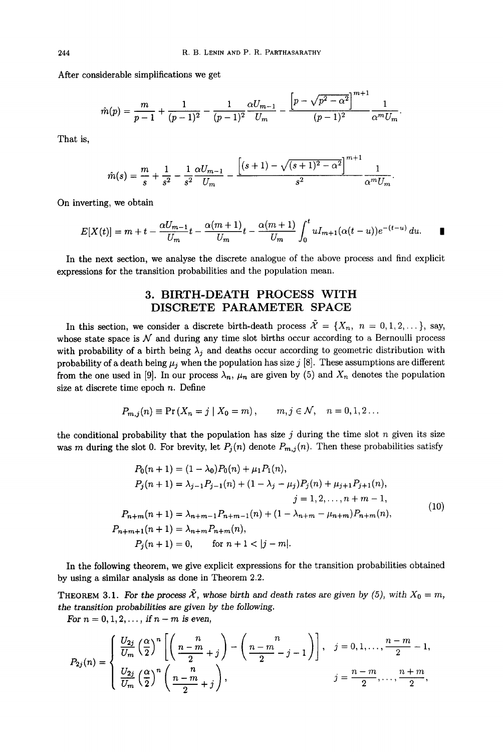After considerable simplifications we get

$$\hat{m}(p) = \frac{m}{p-1} + \frac{1}{(p-1)^2} - \frac{1}{(p-1)^2}\frac{\alpha U_{m-1}}{U_m} - \frac{\left[p - \sqrt{p^2 - \alpha^2}\right]^{m+1}}{(p-1)^2}\frac{1}{\alpha^m U_m}.$$

That is,

$$\hat{m}(s) = \frac{m}{s} + \frac{1}{s^2} - \frac{1}{s^2}\frac{\alpha U_{m-1}}{U_m} - \frac{\left[(s+1) - \sqrt{(s+1)^2 - \alpha^2}\right]^{m+1}}{s^2}\frac{1}{\alpha^m U_m}.$$

On inverting, we obtain

$$E[X(t)] = m + t - \frac{\alpha U_{m-1}}{U_m}t - \frac{\alpha(m+1)}{U_m}t - \frac{\alpha(m+1)}{U_m}\int_0^t u I_{m+1}(\alpha(t-u))e^{-(t-u)}\,du. \qquad \blacksquare$$

In the next section, we analyse the discrete analogue of the above process and find explicit expressions for the transition probabilities and the population mean.

## 3. BIRTH-DEATH PROCESS WITH DISCRETE PARAMETER SPACE

In this section, we consider a discrete birth-death process $\tilde{\mathcal{X}} = \{X_n,\ n = 0, 1, 2, \dots\}$, say, whose state space is $\mathcal{N}$ and during any time slot births occur according to a Bernoulli process with probability of a birth being $\lambda_j$ and deaths occur according to geometric distribution with probability of a death being $\mu_j$ when the population has size $j$ [8]. These assumptions are different from the one used in [9]. In our process $\lambda_n$, $\mu_n$ are given by (5) and $X_n$ denotes the population size at discrete time epoch $n$. Define

$$P_{m,j}(n) \equiv \Pr(X_n = j \mid X_0 = m), \qquad m, j \in \mathcal{N}, \quad n = 0, 1, 2 \dots$$

the conditional probability that the population has size $j$ during the time slot $n$ given its size was $m$ during the slot 0. For brevity, let $P_j(n)$ denote $P_{m,j}(n)$. Then these probabilities satisfy

$$\begin{aligned}
P_0(n+1) &= (1-\lambda_0)P_0(n) + \mu_1 P_1(n),\\
P_j(n+1) &= \lambda_{j-1}P_{j-1}(n) + (1-\lambda_j-\mu_j)P_j(n) + \mu_{j+1}P_{j+1}(n),\\
&\qquad\qquad j = 1, 2, \dots, n+m-1,\\
P_{n+m}(n+1) &= \lambda_{n+m-1}P_{n+m-1}(n) + (1-\lambda_{n+m}-\mu_{n+m})P_{n+m}(n),\\
P_{n+m+1}(n+1) &= \lambda_{n+m}P_{n+m}(n),\\
P_j(n+1) &= 0, \qquad \text{for } n+1 < |j-m|.
\end{aligned} \tag{10}$$

In the following theorem, we give explicit expressions for the transition probabilities obtained by using a similar analysis as done in Theorem 2.2.

THEOREM 3.1. *For the process $\tilde{\mathcal{X}}$, whose birth and death rates are given by (5), with $X_0 = m$, the transition probabilities are given by the following.*

*For $n = 0, 1, 2, \dots$, if $n - m$ is even,*

$$P_{2j}(n) = \begin{cases} \dfrac{U_{2j}}{U_m}\left(\dfrac{\alpha}{2}\right)^n \left[\dbinom{n}{\frac{n-m}{2}+j} - \dbinom{n}{\frac{n-m}{2}-j-1}\right], & j = 0, 1, \dots, \dfrac{n-m}{2} - 1,\\[2ex] \dfrac{U_{2j}}{U_m}\left(\dfrac{\alpha}{2}\right)^n \dbinom{n}{\frac{n-m}{2}+j}, & j = \dfrac{n-m}{2}, \dots, \dfrac{n+m}{2}, \end{cases}$$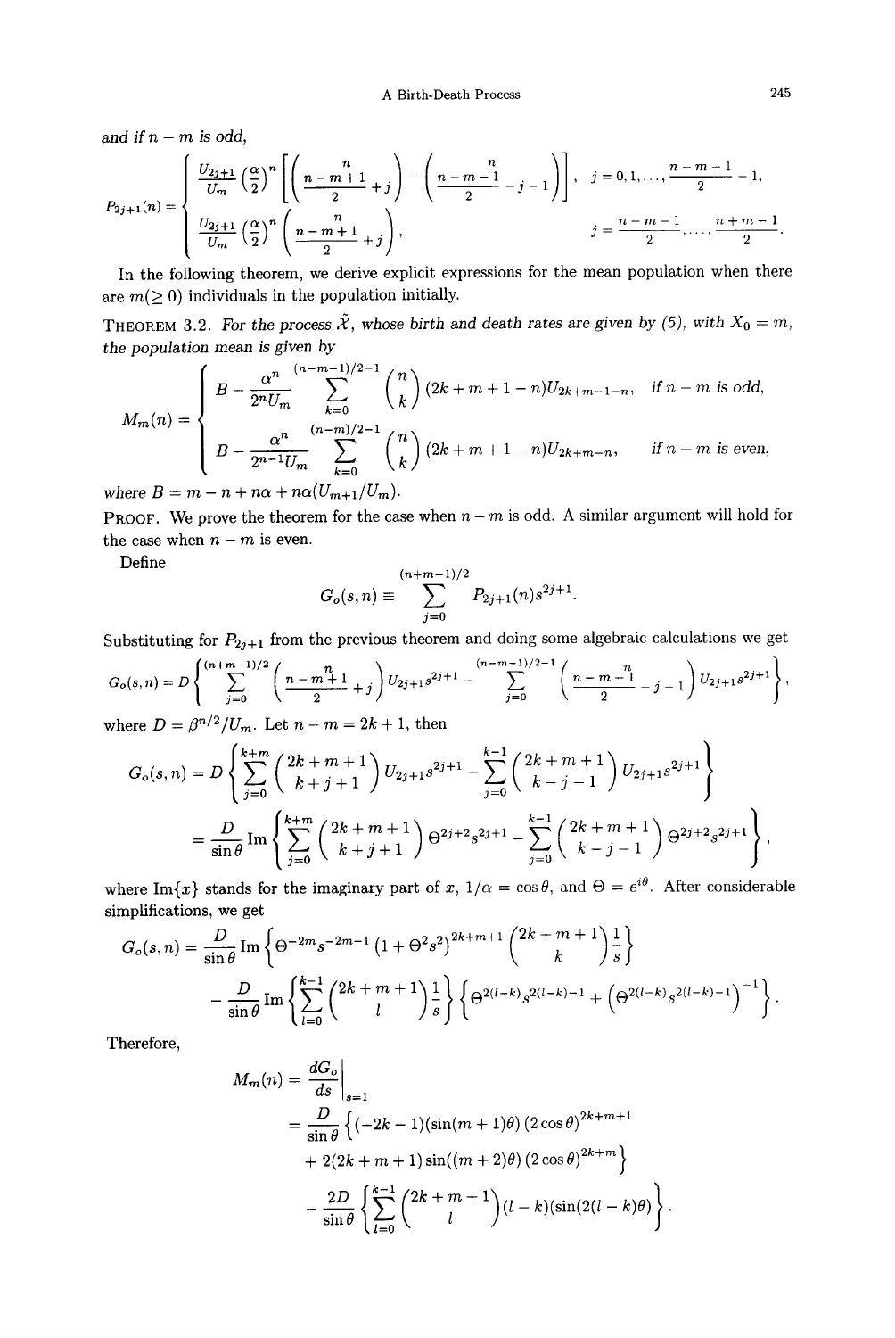and if $n - m$ is odd,

$$
P_{2j+1}(n) = \begin{cases} \dfrac{U_{2j+1}}{U_m}\left(\dfrac{\alpha}{2}\right)^n \left[ \dbinom{n}{\frac{n-m+1}{2}+j} - \dbinom{n}{\frac{n-m-1}{2}-j-1} \right], & j = 0, 1, \ldots, \dfrac{n-m-1}{2} - 1, \\[2ex] \dfrac{U_{2j+1}}{U_m}\left(\dfrac{\alpha}{2}\right)^n \dbinom{n}{\frac{n-m+1}{2}+j}, & j = \dfrac{n-m-1}{2}, \ldots, \dfrac{n+m-1}{2}. \end{cases}
$$

In the following theorem, we derive explicit expressions for the mean population when there are $m(\geq 0)$ individuals in the population initially.

**THEOREM 3.2.** *For the process $\tilde{\mathcal{X}}$, whose birth and death rates are given by (5), with $X_0 = m$, the population mean is given by*

$$
M_m(n) = \begin{cases} B - \dfrac{\alpha^n}{2^n U_m} \displaystyle\sum_{k=0}^{(n-m-1)/2-1} \binom{n}{k} (2k + m + 1 - n) U_{2k+m-1-n}, & \text{if } n - m \text{ is odd}, \\[2ex] B - \dfrac{\alpha^n}{2^{n-1} U_m} \displaystyle\sum_{k=0}^{(n-m)/2-1} \binom{n}{k} (2k + m + 1 - n) U_{2k+m-n}, & \text{if } n - m \text{ is even}, \end{cases}
$$

*where $B = m - n + n\alpha + n\alpha(U_{m+1}/U_m)$.*

**PROOF.** We prove the theorem for the case when $n - m$ is odd. A similar argument will hold for the case when $n - m$ is even.

Define

$$
G_o(s, n) \equiv \sum_{j=0}^{(n+m-1)/2} P_{2j+1}(n) s^{2j+1}.
$$

Substituting for $P_{2j+1}$ from the previous theorem and doing some algebraic calculations we get

$$
G_o(s, n) = D \left\{ \sum_{j=0}^{(n+m-1)/2} \binom{n}{\frac{n-m+1}{2}+j} U_{2j+1} s^{2j+1} - \sum_{j=0}^{(n-m-1)/2-1} \binom{n}{\frac{n-m-1}{2}-j-1} U_{2j+1} s^{2j+1} \right\},
$$

where $D = \beta^{n/2}/U_m$. Let $n - m = 2k + 1$, then

$$
\begin{aligned}
G_o(s, n) &= D \left\{ \sum_{j=0}^{k+m} \binom{2k+m+1}{k+j+1} U_{2j+1} s^{2j+1} - \sum_{j=0}^{k-1} \binom{2k+m+1}{k-j-1} U_{2j+1} s^{2j+1} \right\} \\
&= \frac{D}{\sin\theta} \operatorname{Im} \left\{ \sum_{j=0}^{k+m} \binom{2k+m+1}{k+j+1} \Theta^{2j+2} s^{2j+1} - \sum_{j=0}^{k-1} \binom{2k+m+1}{k-j-1} \Theta^{2j+2} s^{2j+1} \right\},
\end{aligned}
$$

where $\operatorname{Im}\{x\}$ stands for the imaginary part of $x$, $1/\alpha = \cos\theta$, and $\Theta = e^{i\theta}$. After considerable simplifications, we get

$$
\begin{aligned}
G_o(s, n) = {} & \frac{D}{\sin\theta} \operatorname{Im} \left\{ \Theta^{-2m} s^{-2m-1} \left(1 + \Theta^2 s^2\right)^{2k+m+1} \binom{2k+m+1}{k} \frac{1}{s} \right\} \\
& - \frac{D}{\sin\theta} \operatorname{Im} \left\{ \sum_{l=0}^{k-1} \binom{2k+m+1}{l} \frac{1}{s} \right\} \left\{ \Theta^{2(l-k)} s^{2(l-k)-1} + \left( \Theta^{2(l-k)} s^{2(l-k)-1} \right)^{-1} \right\}.
\end{aligned}
$$

Therefore,

$$
\begin{aligned}
M_m(n) &= \left. \frac{dG_o}{ds} \right|_{s=1} \\
&= \frac{D}{\sin\theta} \left\{ (-2k - 1)(\sin(m+1)\theta) (2\cos\theta)^{2k+m+1} \right. \\
&\quad \left. + 2(2k + m + 1) \sin((m+2)\theta) (2\cos\theta)^{2k+m} \right\} \\
&\quad - \frac{2D}{\sin\theta} \left\{ \sum_{l=0}^{k-1} \binom{2k+m+1}{l} (l - k)(\sin(2(l-k)\theta)) \right\}.
\end{aligned}
$$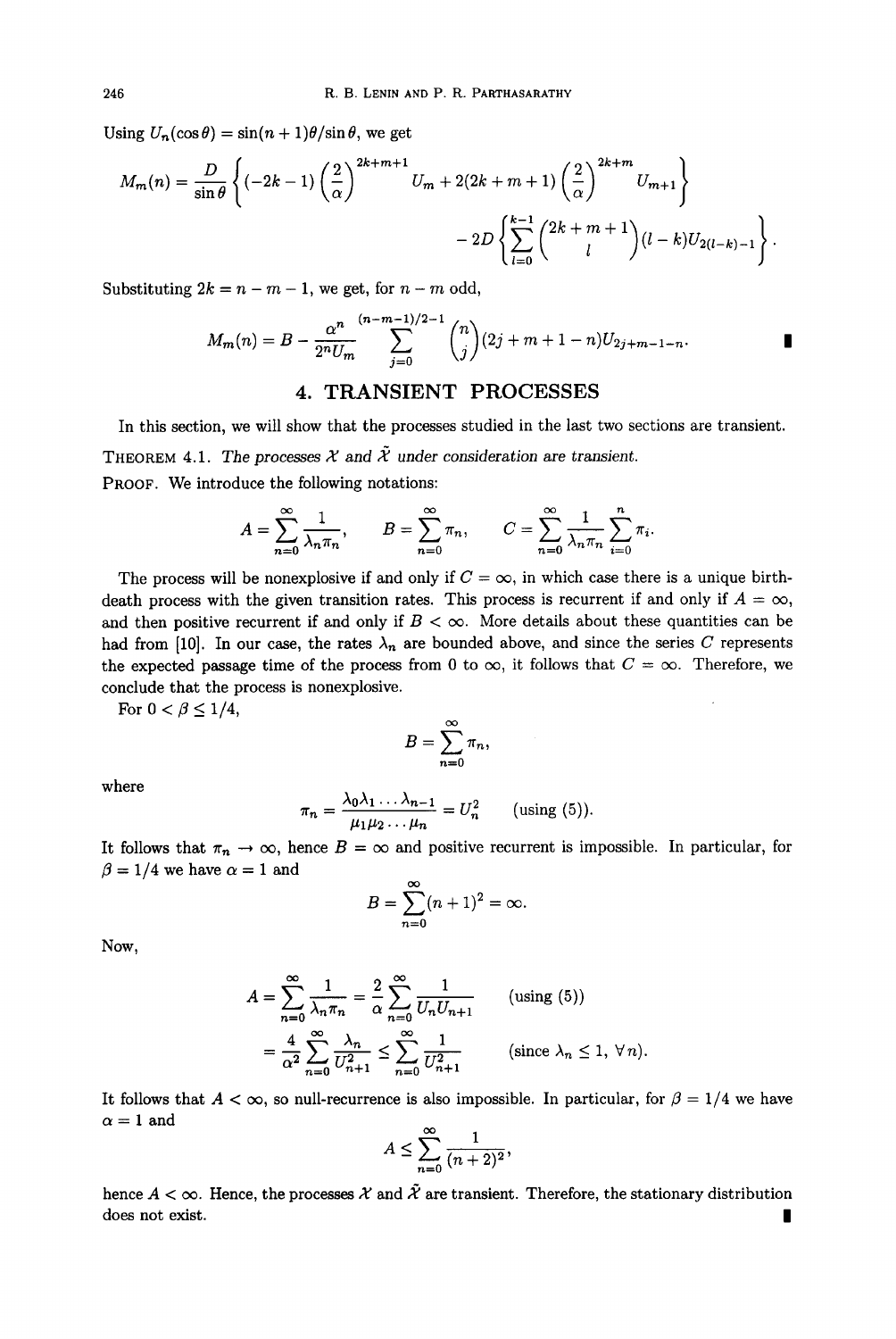Using $U_n(\cos\theta) = \sin(n+1)\theta/\sin\theta$, we get

$$M_m(n) = \frac{D}{\sin\theta}\left\{(-2k-1)\left(\frac{2}{\alpha}\right)^{2k+m+1} U_m + 2(2k+m+1)\left(\frac{2}{\alpha}\right)^{2k+m} U_{m+1}\right\}$$

$$- 2D\left\{\sum_{l=0}^{k-1}\binom{2k+m+1}{l}(l-k)U_{2(l-k)-1}\right\}.$$

Substituting $2k = n - m - 1$, we get, for $n - m$ odd,

$$M_m(n) = B - \frac{\alpha^n}{2^n U_m}\sum_{j=0}^{(n-m-1)/2-1}\binom{n}{j}(2j+m+1-n)U_{2j+m-1-n}.$$

∎

## 4. TRANSIENT PROCESSES

In this section, we will show that the processes studied in the last two sections are transient.

THEOREM 4.1. *The processes $\mathcal{X}$ and $\tilde{\mathcal{X}}$ under consideration are transient.*

PROOF. We introduce the following notations:

$$A = \sum_{n=0}^{\infty}\frac{1}{\lambda_n\pi_n}, \qquad B = \sum_{n=0}^{\infty}\pi_n, \qquad C = \sum_{n=0}^{\infty}\frac{1}{\lambda_n\pi_n}\sum_{i=0}^{n}\pi_i.$$

The process will be nonexplosive if and only if $C = \infty$, in which case there is a unique birth-death process with the given transition rates. This process is recurrent if and only if $A = \infty$, and then positive recurrent if and only if $B < \infty$. More details about these quantities can be had from [10]. In our case, the rates $\lambda_n$ are bounded above, and since the series $C$ represents the expected passage time of the process from 0 to $\infty$, it follows that $C = \infty$. Therefore, we conclude that the process is nonexplosive.

For $0 < \beta \le 1/4$,

$$B = \sum_{n=0}^{\infty}\pi_n,$$

where

$$\pi_n = \frac{\lambda_0\lambda_1\ldots\lambda_{n-1}}{\mu_1\mu_2\ldots\mu_n} = U_n^2 \qquad \text{(using (5))}.$$

It follows that $\pi_n \to \infty$, hence $B = \infty$ and positive recurrent is impossible. In particular, for $\beta = 1/4$ we have $\alpha = 1$ and

$$B = \sum_{n=0}^{\infty}(n+1)^2 = \infty.$$

Now,

$$A = \sum_{n=0}^{\infty}\frac{1}{\lambda_n\pi_n} = \frac{2}{\alpha}\sum_{n=0}^{\infty}\frac{1}{U_nU_{n+1}} \qquad \text{(using (5))}$$

$$= \frac{4}{\alpha^2}\sum_{n=0}^{\infty}\frac{\lambda_n}{U_{n+1}^2} \le \sum_{n=0}^{\infty}\frac{1}{U_{n+1}^2} \qquad (\text{since } \lambda_n \le 1,\ \forall n).$$

It follows that $A < \infty$, so null-recurrence is also impossible. In particular, for $\beta = 1/4$ we have $\alpha = 1$ and

$$A \le \sum_{n=0}^{\infty}\frac{1}{(n+2)^2},$$

hence $A < \infty$. Hence, the processes $\mathcal{X}$ and $\tilde{\mathcal{X}}$ are transient. Therefore, the stationary distribution does not exist. ∎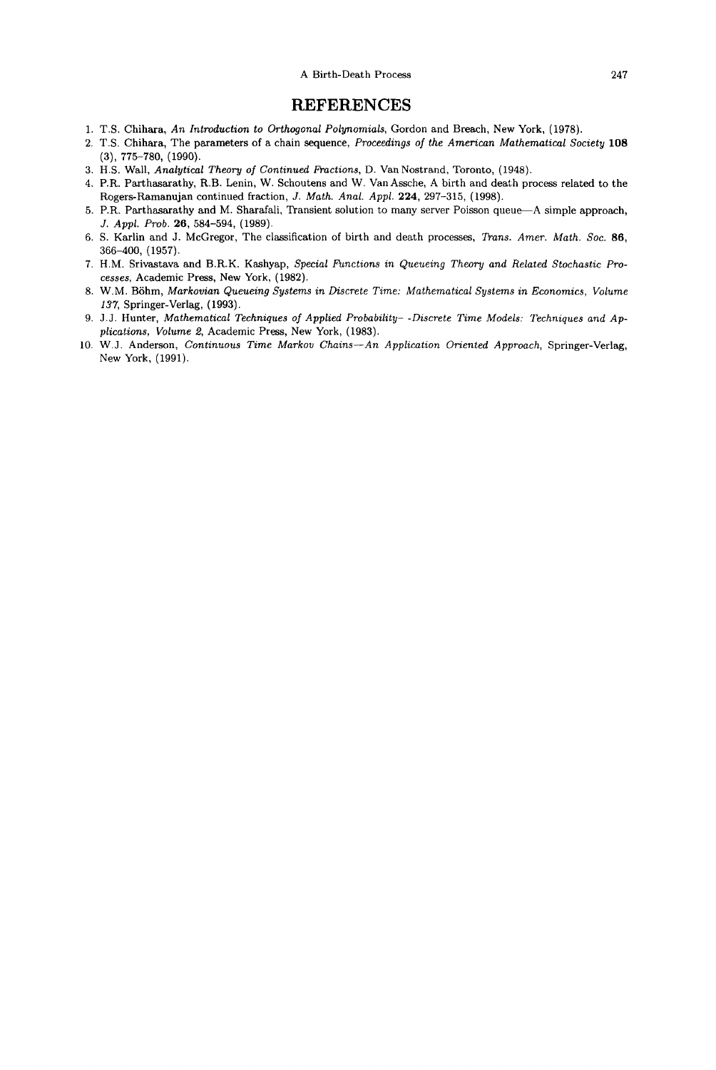## REFERENCES

1. T.S. Chihara, *An Introduction to Orthogonal Polynomials*, Gordon and Breach, New York, (1978).
2. T.S. Chihara, The parameters of a chain sequence, *Proceedings of the American Mathematical Society* **108** (3), 775–780, (1990).
3. H.S. Wall, *Analytical Theory of Continued Fractions*, D. Van Nostrand, Toronto, (1948).
4. P.R. Parthasarathy, R.B. Lenin, W. Schoutens and W. Van Assche, A birth and death process related to the Rogers-Ramanujan continued fraction, *J. Math. Anal. Appl.* **224**, 297–315, (1998).
5. P.R. Parthasarathy and M. Sharafali, Transient solution to many server Poisson queue—A simple approach, *J. Appl. Prob.* **26**, 584–594, (1989).
6. S. Karlin and J. McGregor, The classification of birth and death processes, *Trans. Amer. Math. Soc.* **86**, 366–400, (1957).
7. H.M. Srivastava and B.R.K. Kashyap, *Special Functions in Queueing Theory and Related Stochastic Processes*, Academic Press, New York, (1982).
8. W.M. Böhm, *Markovian Queueing Systems in Discrete Time: Mathematical Systems in Economics, Volume 137*, Springer-Verlag, (1993).
9. J.J. Hunter, *Mathematical Techniques of Applied Probability- -Discrete Time Models: Techniques and Applications, Volume 2*, Academic Press, New York, (1983).
10. W.J. Anderson, *Continuous Time Markov Chains—An Application Oriented Approach*, Springer-Verlag, New York, (1991).